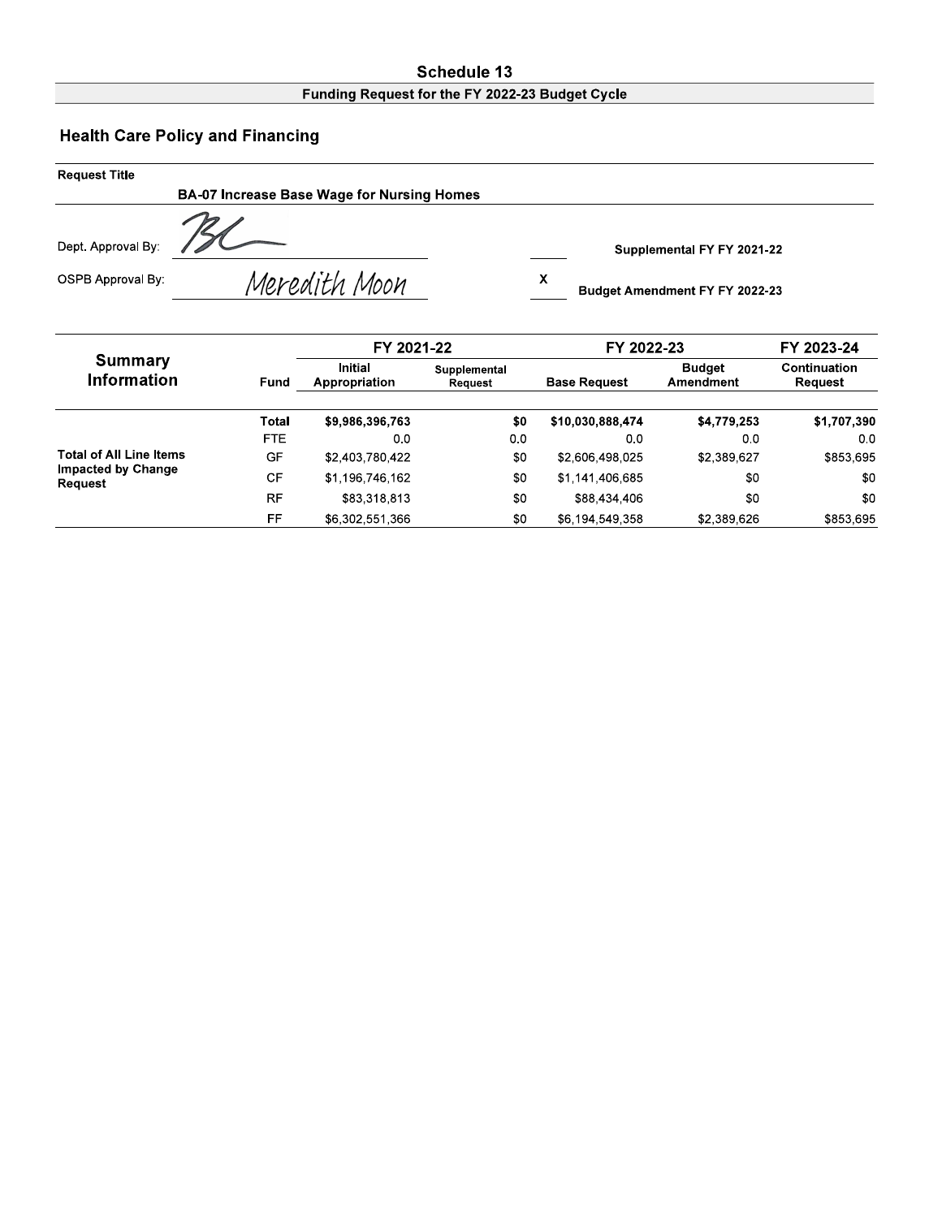# Schedule 13

## Funding Request for the FY 2022-23 Budget Cycle

## Health Care Policy and Financing

**Request Title**

**BA-07 Increase Base Wage for Nursing Homes**

Dept. Approval By: BL

OSPB Approval By: Meredith Moon

___ Supplemental FY FY 2021-22

X Budget Amendment FY FY 2022-23

| Summary Information | Fund | FY 2021-22 Initial Appropriation | FY 2021-22 Supplemental Request | FY 2022-23 Base Request | FY 2022-23 Budget Amendment | FY 2023-24 Continuation Request |
|---|---|---|---|---|---|---|
| Total of All Line Items Impacted by Change Request | **Total** | **$9,986,396,763** | **$0** | **$10,030,888,474** | **$4,779,253** | **$1,707,390** |
| | FTE | 0.0 | 0.0 | 0.0 | 0.0 | 0.0 |
| | GF | $2,403,780,422 | $0 | $2,606,498,025 | $2,389,627 | $853,695 |
| | CF | $1,196,746,162 | $0 | $1,141,406,685 | $0 | $0 |
| | RF | $83,318,813 | $0 | $88,434,406 | $0 | $0 |
| | FF | $6,302,551,366 | $0 | $6,194,549,358 | $2,389,626 | $853,695 |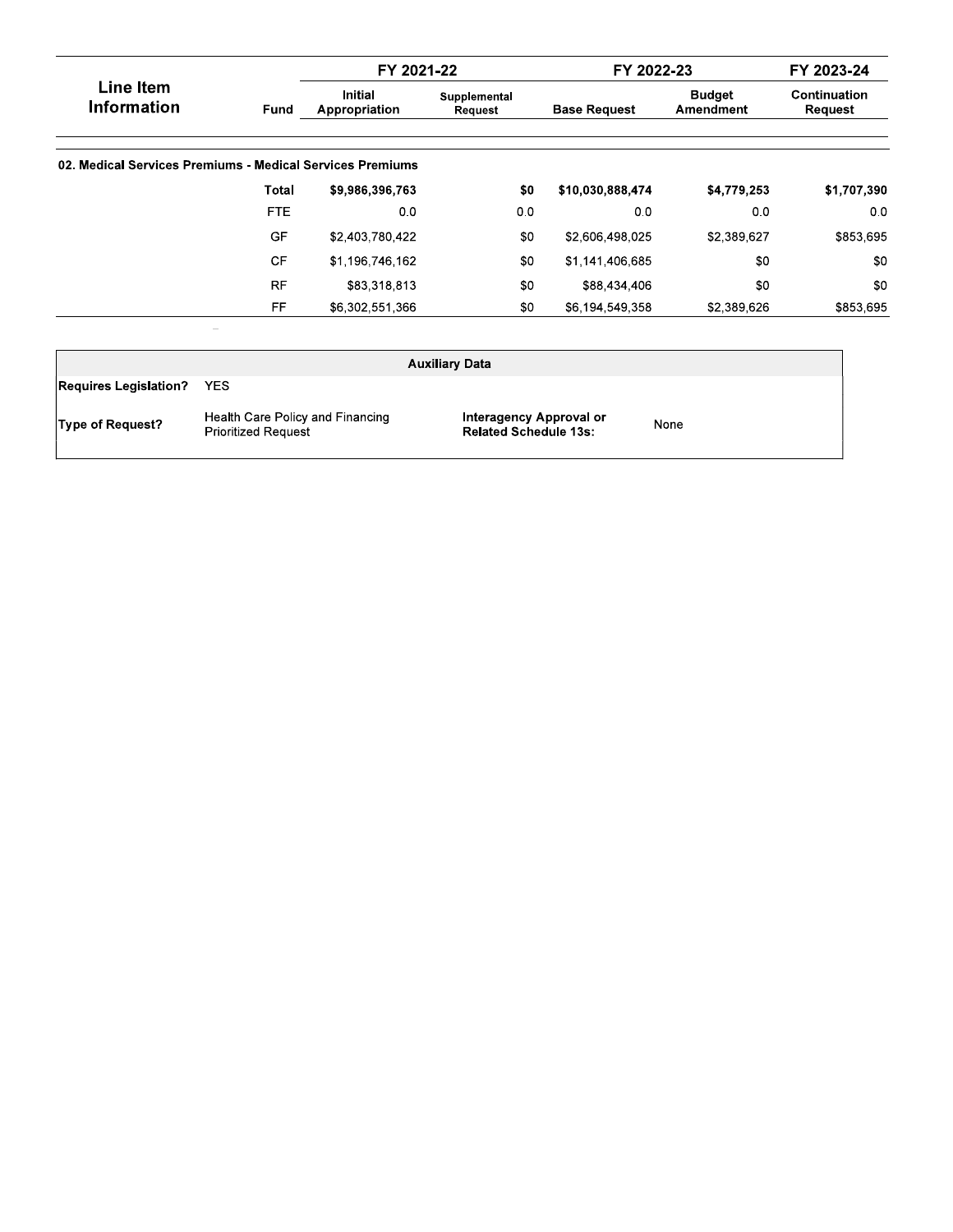| Line Item Information | Fund | FY 2021-22 | | FY 2022-23 | | FY 2023-24 |
|---|---|---|---|---|---|---|
| | | Initial Appropriation | Supplemental Request | Base Request | Budget Amendment | Continuation Request |
| **02. Medical Services Premiums - Medical Services Premiums** | | | | | | |
| | **Total** | **$9,986,396,763** | **$0** | **$10,030,888,474** | **$4,779,253** | **$1,707,390** |
| | FTE | 0.0 | 0.0 | 0.0 | 0.0 | 0.0 |
| | GF | $2,403,780,422 | $0 | $2,606,498,025 | $2,389,627 | $853,695 |
| | CF | $1,196,746,162 | $0 | $1,141,406,685 | $0 | $0 |
| | RF | $83,318,813 | $0 | $88,434,406 | $0 | $0 |
| | FF | $6,302,551,366 | $0 | $6,194,549,358 | $2,389,626 | $853,695 |

| Auxiliary Data | | | |
|---|---|---|---|
| **Requires Legislation?** | YES | | |
| **Type of Request?** | Health Care Policy and Financing Prioritized Request | **Interagency Approval or Related Schedule 13s:** | None |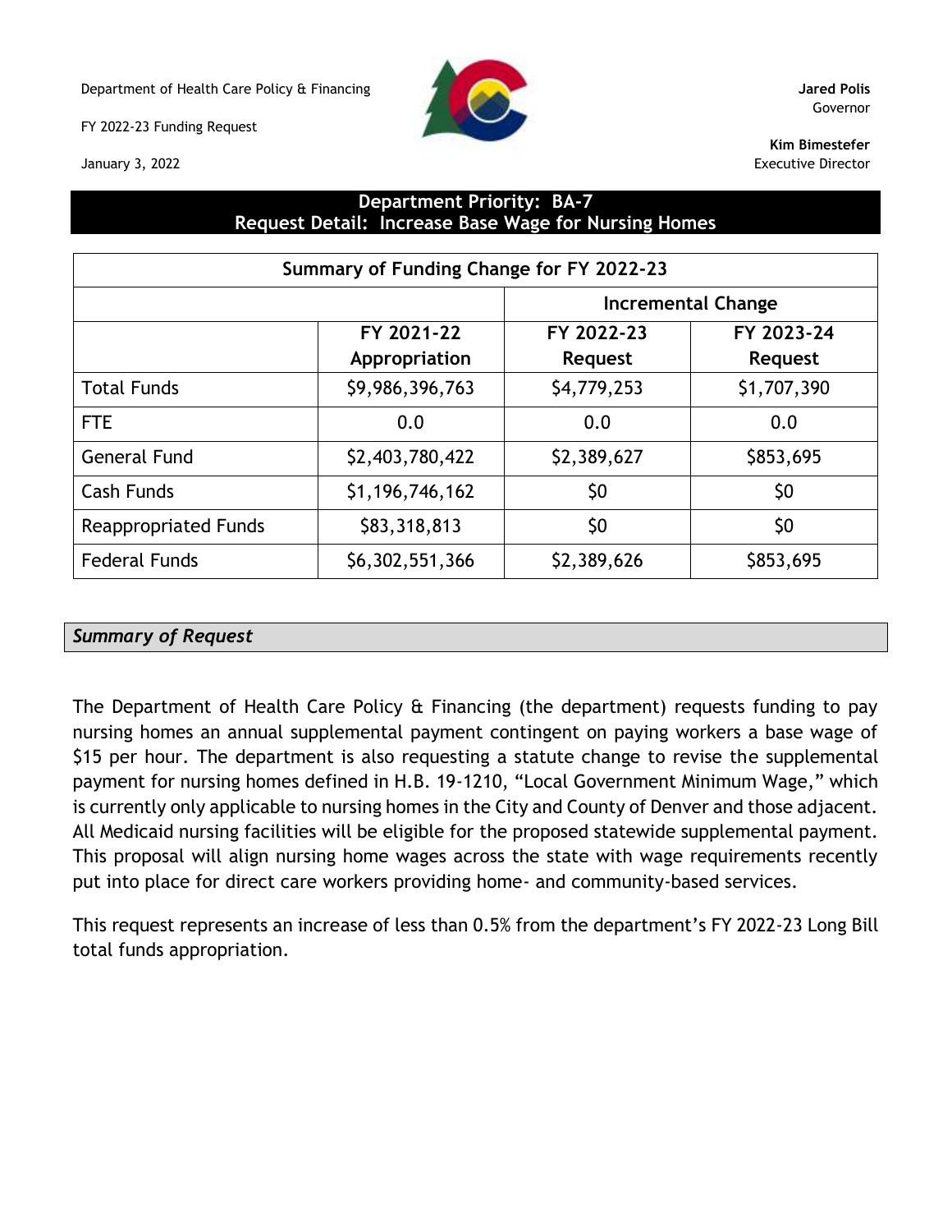Department of Health Care Policy & Financing

FY 2022-23 Funding Request

January 3, 2022

**Jared Polis**
Governor

**Kim Bimestefer**
Executive Director

## Department Priority: BA-7
## Request Detail: Increase Base Wage for Nursing Homes

| Summary of Funding Change for FY 2022-23 | | | |
|---|---|---|---|
| | | Incremental Change | |
| | FY 2021-22 Appropriation | FY 2022-23 Request | FY 2023-24 Request |
| Total Funds | $9,986,396,763 | $4,779,253 | $1,707,390 |
| FTE | 0.0 | 0.0 | 0.0 |
| General Fund | $2,403,780,422 | $2,389,627 | $853,695 |
| Cash Funds | $1,196,746,162 | $0 | $0 |
| Reappropriated Funds | $83,318,813 | $0 | $0 |
| Federal Funds | $6,302,551,366 | $2,389,626 | $853,695 |

### *Summary of Request*

The Department of Health Care Policy & Financing (the department) requests funding to pay nursing homes an annual supplemental payment contingent on paying workers a base wage of $15 per hour. The department is also requesting a statute change to revise the supplemental payment for nursing homes defined in H.B. 19-1210, "Local Government Minimum Wage," which is currently only applicable to nursing homes in the City and County of Denver and those adjacent. All Medicaid nursing facilities will be eligible for the proposed statewide supplemental payment. This proposal will align nursing home wages across the state with wage requirements recently put into place for direct care workers providing home- and community-based services.

This request represents an increase of less than 0.5% from the department's FY 2022-23 Long Bill total funds appropriation.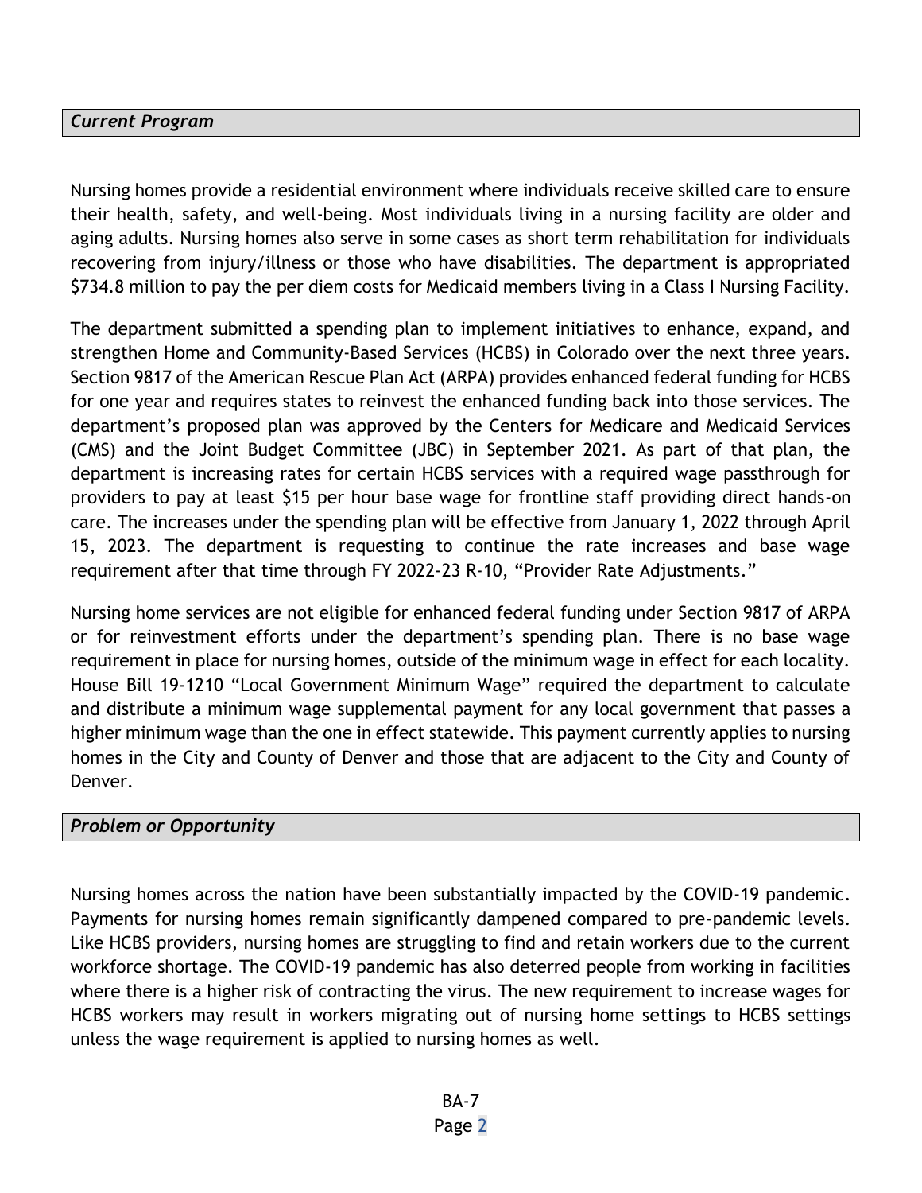### *Current Program*

Nursing homes provide a residential environment where individuals receive skilled care to ensure their health, safety, and well-being. Most individuals living in a nursing facility are older and aging adults. Nursing homes also serve in some cases as short term rehabilitation for individuals recovering from injury/illness or those who have disabilities. The department is appropriated $734.8 million to pay the per diem costs for Medicaid members living in a Class I Nursing Facility.

The department submitted a spending plan to implement initiatives to enhance, expand, and strengthen Home and Community-Based Services (HCBS) in Colorado over the next three years. Section 9817 of the American Rescue Plan Act (ARPA) provides enhanced federal funding for HCBS for one year and requires states to reinvest the enhanced funding back into those services. The department's proposed plan was approved by the Centers for Medicare and Medicaid Services (CMS) and the Joint Budget Committee (JBC) in September 2021. As part of that plan, the department is increasing rates for certain HCBS services with a required wage passthrough for providers to pay at least $15 per hour base wage for frontline staff providing direct hands-on care. The increases under the spending plan will be effective from January 1, 2022 through April 15, 2023. The department is requesting to continue the rate increases and base wage requirement after that time through FY 2022-23 R-10, "Provider Rate Adjustments."

Nursing home services are not eligible for enhanced federal funding under Section 9817 of ARPA or for reinvestment efforts under the department's spending plan. There is no base wage requirement in place for nursing homes, outside of the minimum wage in effect for each locality. House Bill 19-1210 "Local Government Minimum Wage" required the department to calculate and distribute a minimum wage supplemental payment for any local government that passes a higher minimum wage than the one in effect statewide. This payment currently applies to nursing homes in the City and County of Denver and those that are adjacent to the City and County of Denver.

### *Problem or Opportunity*

Nursing homes across the nation have been substantially impacted by the COVID-19 pandemic. Payments for nursing homes remain significantly dampened compared to pre-pandemic levels. Like HCBS providers, nursing homes are struggling to find and retain workers due to the current workforce shortage. The COVID-19 pandemic has also deterred people from working in facilities where there is a higher risk of contracting the virus. The new requirement to increase wages for HCBS workers may result in workers migrating out of nursing home settings to HCBS settings unless the wage requirement is applied to nursing homes as well.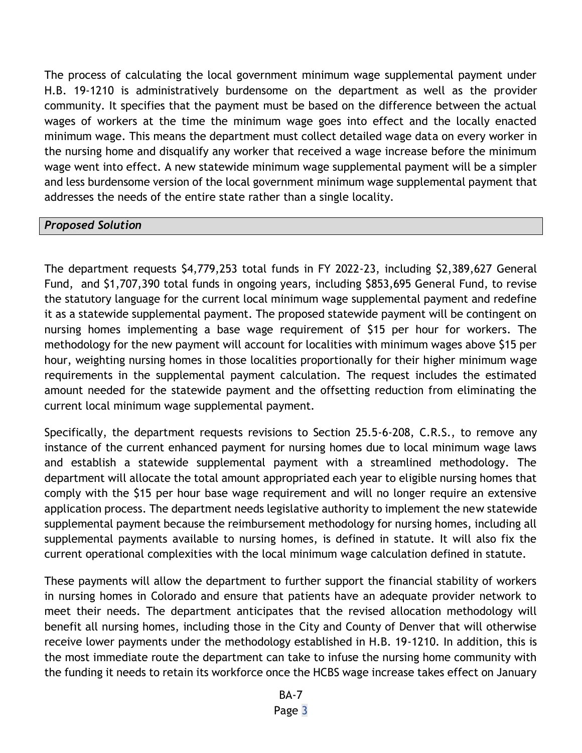The process of calculating the local government minimum wage supplemental payment under H.B. 19-1210 is administratively burdensome on the department as well as the provider community. It specifies that the payment must be based on the difference between the actual wages of workers at the time the minimum wage goes into effect and the locally enacted minimum wage. This means the department must collect detailed wage data on every worker in the nursing home and disqualify any worker that received a wage increase before the minimum wage went into effect. A new statewide minimum wage supplemental payment will be a simpler and less burdensome version of the local government minimum wage supplemental payment that addresses the needs of the entire state rather than a single locality.

### *Proposed Solution*

The department requests $4,779,253 total funds in FY 2022-23, including $2,389,627 General Fund, and $1,707,390 total funds in ongoing years, including $853,695 General Fund, to revise the statutory language for the current local minimum wage supplemental payment and redefine it as a statewide supplemental payment. The proposed statewide payment will be contingent on nursing homes implementing a base wage requirement of $15 per hour for workers. The methodology for the new payment will account for localities with minimum wages above $15 per hour, weighting nursing homes in those localities proportionally for their higher minimum wage requirements in the supplemental payment calculation. The request includes the estimated amount needed for the statewide payment and the offsetting reduction from eliminating the current local minimum wage supplemental payment.

Specifically, the department requests revisions to Section 25.5-6-208, C.R.S., to remove any instance of the current enhanced payment for nursing homes due to local minimum wage laws and establish a statewide supplemental payment with a streamlined methodology. The department will allocate the total amount appropriated each year to eligible nursing homes that comply with the $15 per hour base wage requirement and will no longer require an extensive application process. The department needs legislative authority to implement the new statewide supplemental payment because the reimbursement methodology for nursing homes, including all supplemental payments available to nursing homes, is defined in statute. It will also fix the current operational complexities with the local minimum wage calculation defined in statute.

These payments will allow the department to further support the financial stability of workers in nursing homes in Colorado and ensure that patients have an adequate provider network to meet their needs. The department anticipates that the revised allocation methodology will benefit all nursing homes, including those in the City and County of Denver that will otherwise receive lower payments under the methodology established in H.B. 19-1210. In addition, this is the most immediate route the department can take to infuse the nursing home community with the funding it needs to retain its workforce once the HCBS wage increase takes effect on January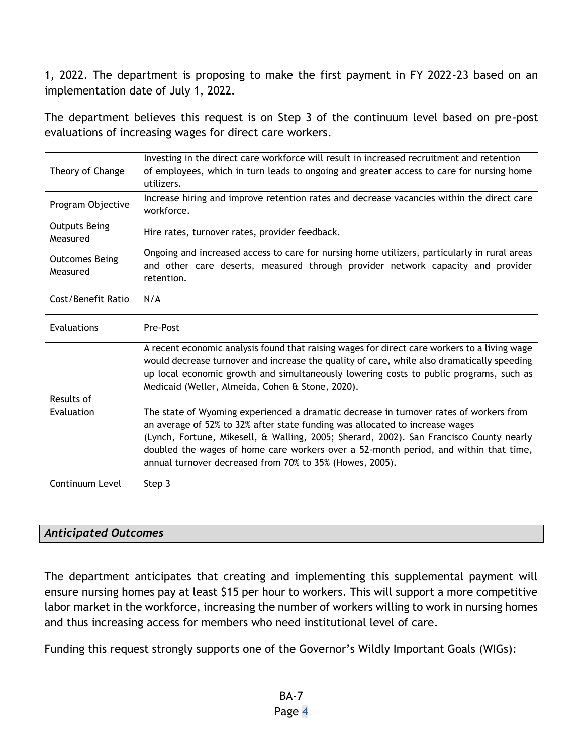1, 2022. The department is proposing to make the first payment in FY 2022-23 based on an implementation date of July 1, 2022.

The department believes this request is on Step 3 of the continuum level based on pre-post evaluations of increasing wages for direct care workers.

| | |
|---|---|
| Theory of Change | Investing in the direct care workforce will result in increased recruitment and retention of employees, which in turn leads to ongoing and greater access to care for nursing home utilizers. |
| Program Objective | Increase hiring and improve retention rates and decrease vacancies within the direct care workforce. |
| Outputs Being Measured | Hire rates, turnover rates, provider feedback. |
| Outcomes Being Measured | Ongoing and increased access to care for nursing home utilizers, particularly in rural areas and other care deserts, measured through provider network capacity and provider retention. |
| Cost/Benefit Ratio | N/A |
| Evaluations | Pre-Post |
| Results of Evaluation | A recent economic analysis found that raising wages for direct care workers to a living wage would decrease turnover and increase the quality of care, while also dramatically speeding up local economic growth and simultaneously lowering costs to public programs, such as Medicaid (Weller, Almeida, Cohen & Stone, 2020).<br><br>The state of Wyoming experienced a dramatic decrease in turnover rates of workers from an average of 52% to 32% after state funding was allocated to increase wages (Lynch, Fortune, Mikesell, & Walling, 2005; Sherard, 2002). San Francisco County nearly doubled the wages of home care workers over a 52-month period, and within that time, annual turnover decreased from 70% to 35% (Howes, 2005). |
| Continuum Level | Step 3 |

### *Anticipated Outcomes*

The department anticipates that creating and implementing this supplemental payment will ensure nursing homes pay at least $15 per hour to workers. This will support a more competitive labor market in the workforce, increasing the number of workers willing to work in nursing homes and thus increasing access for members who need institutional level of care.

Funding this request strongly supports one of the Governor's Wildly Important Goals (WIGs):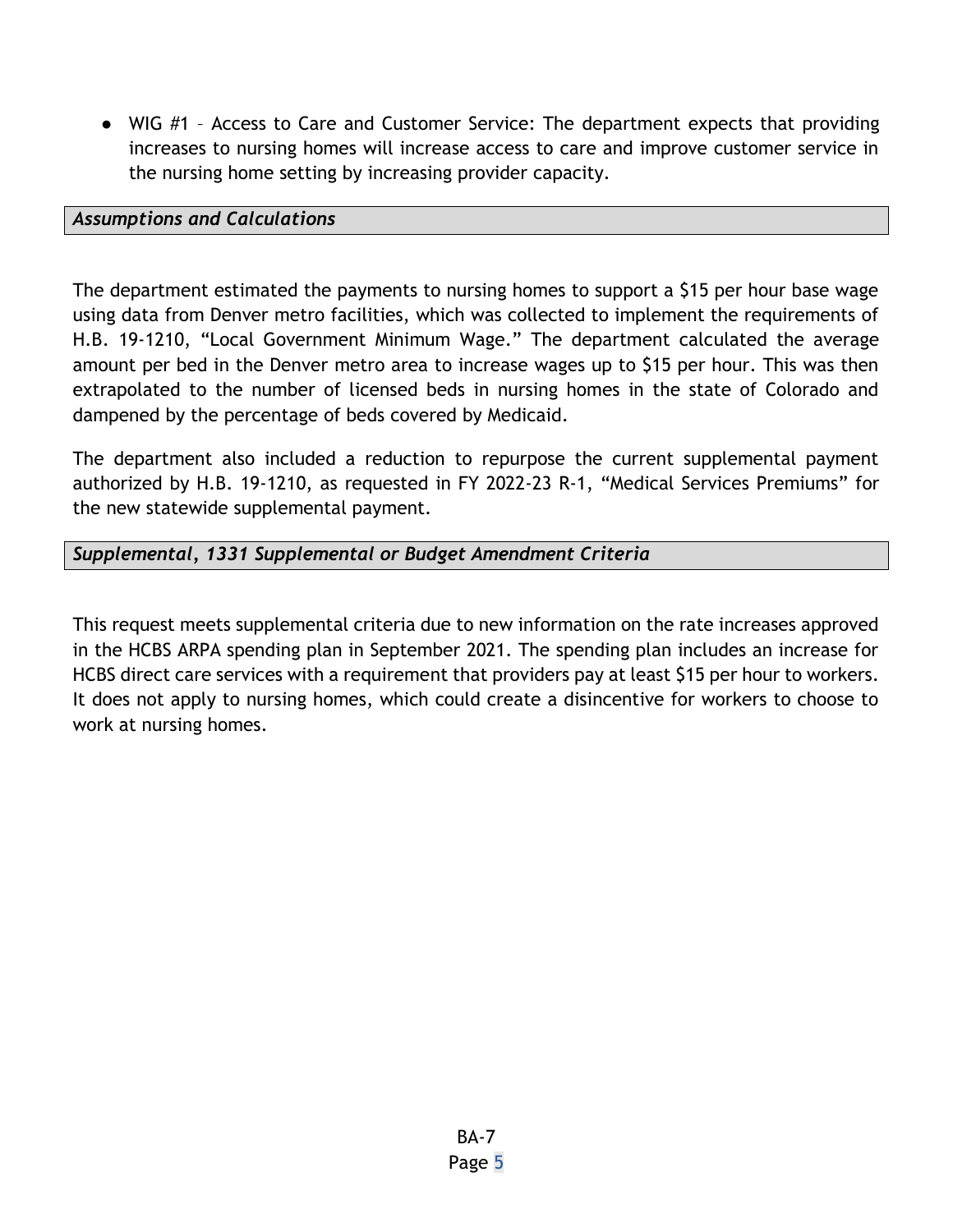- WIG #1 – Access to Care and Customer Service: The department expects that providing increases to nursing homes will increase access to care and improve customer service in the nursing home setting by increasing provider capacity.

### *Assumptions and Calculations*

The department estimated the payments to nursing homes to support a $15 per hour base wage using data from Denver metro facilities, which was collected to implement the requirements of H.B. 19-1210, "Local Government Minimum Wage." The department calculated the average amount per bed in the Denver metro area to increase wages up to $15 per hour. This was then extrapolated to the number of licensed beds in nursing homes in the state of Colorado and dampened by the percentage of beds covered by Medicaid.

The department also included a reduction to repurpose the current supplemental payment authorized by H.B. 19-1210, as requested in FY 2022-23 R-1, "Medical Services Premiums" for the new statewide supplemental payment.

### *Supplemental, 1331 Supplemental or Budget Amendment Criteria*

This request meets supplemental criteria due to new information on the rate increases approved in the HCBS ARPA spending plan in September 2021. The spending plan includes an increase for HCBS direct care services with a requirement that providers pay at least $15 per hour to workers. It does not apply to nursing homes, which could create a disincentive for workers to choose to work at nursing homes.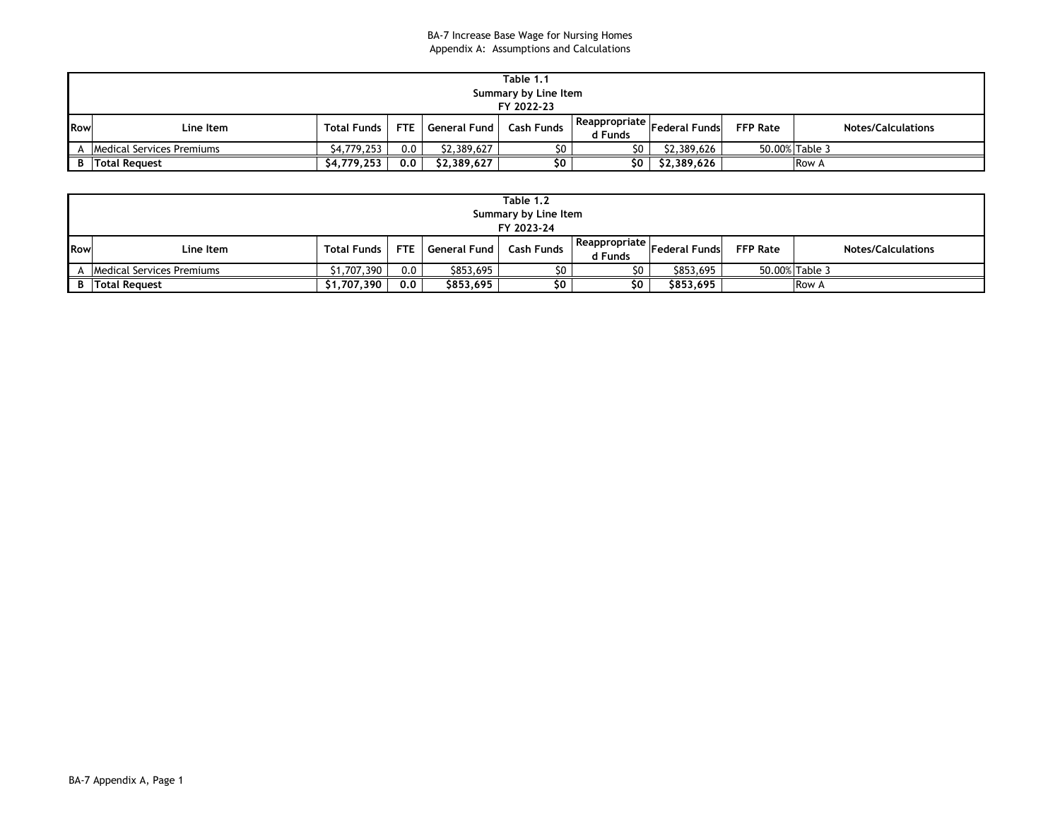BA-7 Increase Base Wage for Nursing Homes
Appendix A: Assumptions and Calculations

| Table 1.1 Summary by Line Item FY 2022-23 | | | | | | | | | |
|---|---|---|---|---|---|---|---|---|---|
| Row | Line Item | Total Funds | FTE | General Fund | Cash Funds | Reappropriated Funds | Federal Funds | FFP Rate | Notes/Calculations |
| A | Medical Services Premiums | $4,779,253 | 0.0 | $2,389,627 | $0 | $0 | $2,389,626 | 50.00% | Table 3 |
| B | **Total Request** | **$4,779,253** | **0.0** | **$2,389,627** | **$0** | **$0** | **$2,389,626** | | Row A |

| Table 1.2 Summary by Line Item FY 2023-24 | | | | | | | | | |
|---|---|---|---|---|---|---|---|---|---|
| Row | Line Item | Total Funds | FTE | General Fund | Cash Funds | Reappropriated Funds | Federal Funds | FFP Rate | Notes/Calculations |
| A | Medical Services Premiums | $1,707,390 | 0.0 | $853,695 | $0 | $0 | $853,695 | 50.00% | Table 3 |
| B | **Total Request** | **$1,707,390** | **0.0** | **$853,695** | **$0** | **$0** | **$853,695** | | Row A |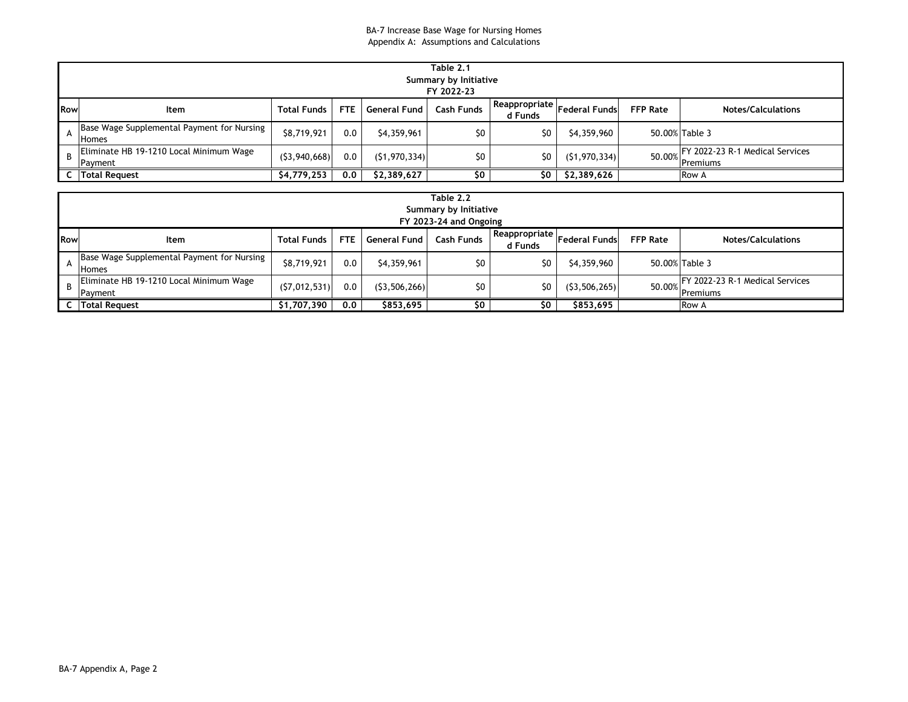BA-7 Increase Base Wage for Nursing Homes
Appendix A: Assumptions and Calculations

| Table 2.1<br>Summary by Initiative<br>FY 2022-23 | | | | | | | | | |
|---|---|---|---|---|---|---|---|---|---|
| **Row** | **Item** | **Total Funds** | **FTE** | **General Fund** | **Cash Funds** | **Reappropriated Funds** | **Federal Funds** | **FFP Rate** | **Notes/Calculations** |
| A | Base Wage Supplemental Payment for Nursing Homes | $8,719,921 | 0.0 | $4,359,961 | $0 | $0 | $4,359,960 | 50.00% | Table 3 |
| B | Eliminate HB 19-1210 Local Minimum Wage Payment | ($3,940,668) | 0.0 | ($1,970,334) | $0 | $0 | ($1,970,334) | 50.00% | FY 2022-23 R-1 Medical Services Premiums |
| C | **Total Request** | **$4,779,253** | **0.0** | **$2,389,627** | **$0** | **$0** | **$2,389,626** | | Row A |

| Table 2.2<br>Summary by Initiative<br>FY 2023-24 and Ongoing | | | | | | | | | |
|---|---|---|---|---|---|---|---|---|---|
| **Row** | **Item** | **Total Funds** | **FTE** | **General Fund** | **Cash Funds** | **Reappropriated Funds** | **Federal Funds** | **FFP Rate** | **Notes/Calculations** |
| A | Base Wage Supplemental Payment for Nursing Homes | $8,719,921 | 0.0 | $4,359,961 | $0 | $0 | $4,359,960 | 50.00% | Table 3 |
| B | Eliminate HB 19-1210 Local Minimum Wage Payment | ($7,012,531) | 0.0 | ($3,506,266) | $0 | $0 | ($3,506,265) | 50.00% | FY 2022-23 R-1 Medical Services Premiums |
| C | **Total Request** | **$1,707,390** | **0.0** | **$853,695** | **$0** | **$0** | **$853,695** | | Row A |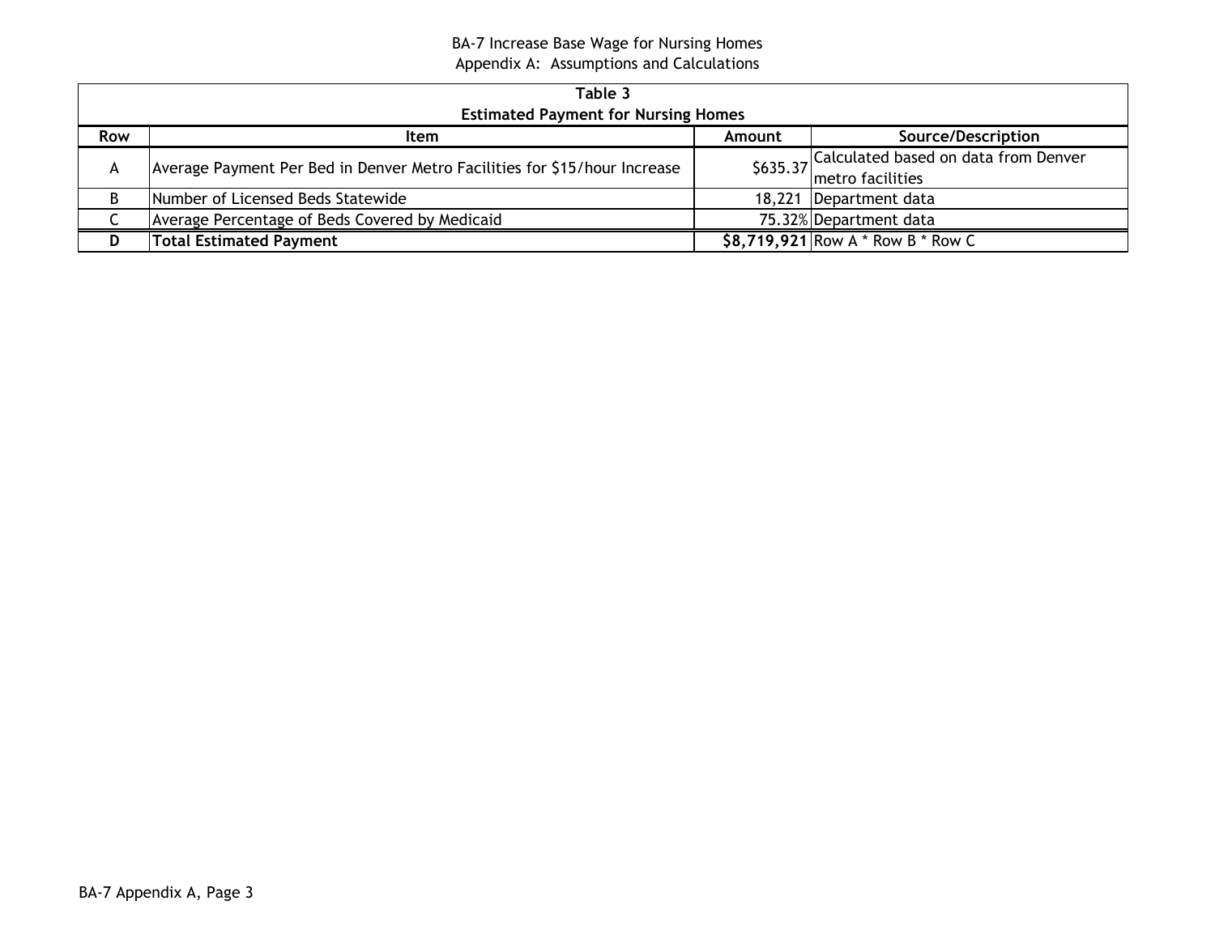BA-7 Increase Base Wage for Nursing Homes
Appendix A: Assumptions and Calculations

| Table 3 | | | |
|---|---|---|---|
| **Estimated Payment for Nursing Homes** | | | |
| **Row** | **Item** | **Amount** | **Source/Description** |
| A | Average Payment Per Bed in Denver Metro Facilities for $15/hour Increase | $635.37 | Calculated based on data from Denver metro facilities |
| B | Number of Licensed Beds Statewide | 18,221 | Department data |
| C | Average Percentage of Beds Covered by Medicaid | 75.32% | Department data |
| **D** | **Total Estimated Payment** | **$8,719,921** | Row A * Row B * Row C |